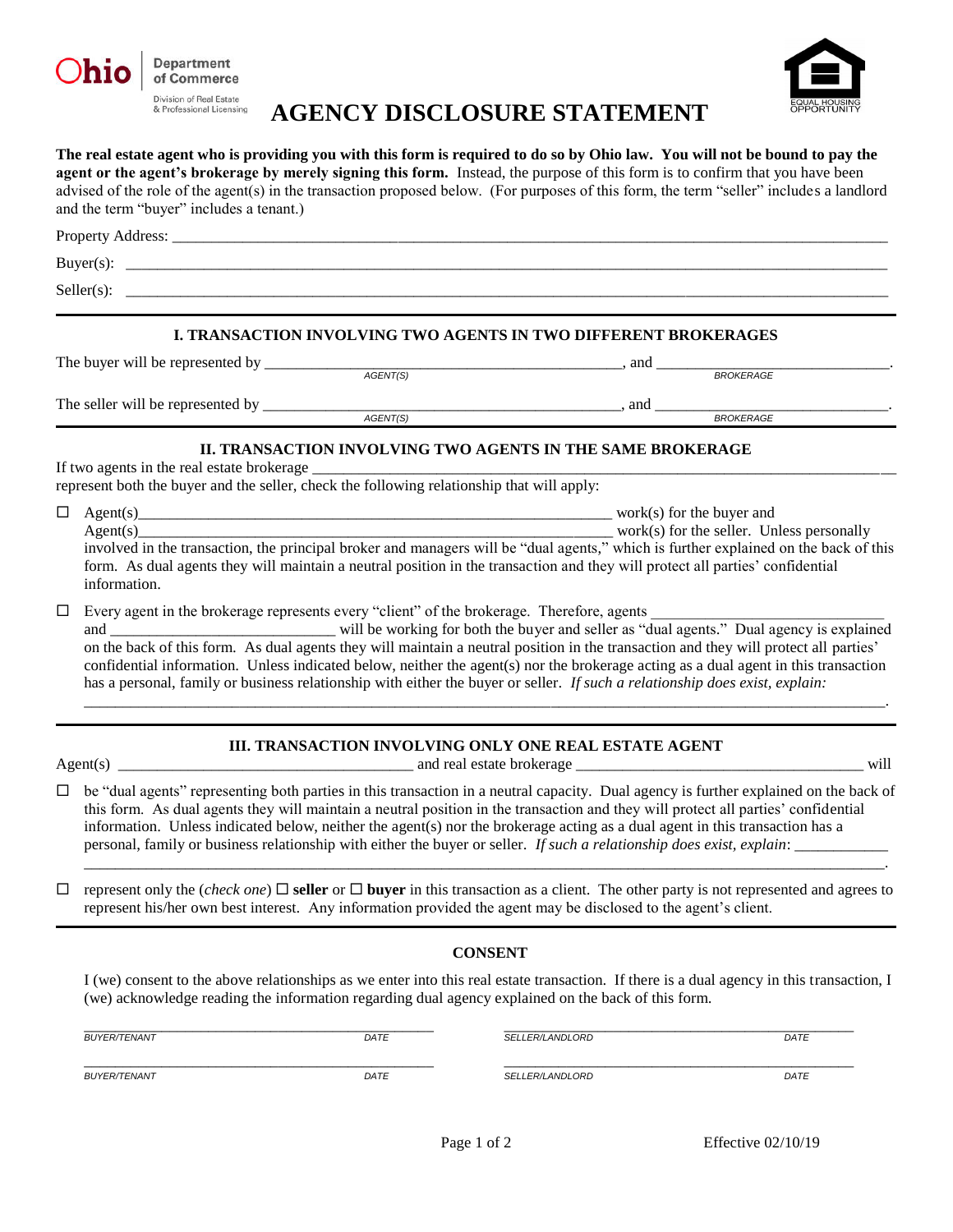Ohio | Department of Commerce
Division of Real Estate & Professional Licensing

# AGENCY DISCLOSURE STATEMENT

EQUAL HOUSING OPPORTUNITY

**The real estate agent who is providing you with this form is required to do so by Ohio law. You will not be bound to pay the agent or the agent's brokerage by merely signing this form.** Instead, the purpose of this form is to confirm that you have been advised of the role of the agent(s) in the transaction proposed below. (For purposes of this form, the term "seller" includes a landlord and the term "buyer" includes a tenant.)

Property Address: ______________________________________________

Buyer(s): ______________________________________________

Seller(s): ______________________________________________

## I. TRANSACTION INVOLVING TWO AGENTS IN TWO DIFFERENT BROKERAGES

The buyer will be represented by ______________________ (AGENT(S)), and ______________________ (BROKERAGE).

The seller will be represented by ______________________ (AGENT(S)), and ______________________ (BROKERAGE).

## II. TRANSACTION INVOLVING TWO AGENTS IN THE SAME BROKERAGE

If two agents in the real estate brokerage ______________________________________________
represent both the buyer and the seller, check the following relationship that will apply:

☐ Agent(s)______________________________ work(s) for the buyer and
Agent(s)______________________________ work(s) for the seller. Unless personally involved in the transaction, the principal broker and managers will be "dual agents," which is further explained on the back of this form. As dual agents they will maintain a neutral position in the transaction and they will protect all parties' confidential information.

☐ Every agent in the brokerage represents every "client" of the brokerage. Therefore, agents ______________________ and ______________________ will be working for both the buyer and seller as "dual agents." Dual agency is explained on the back of this form. As dual agents they will maintain a neutral position in the transaction and they will protect all parties' confidential information. Unless indicated below, neither the agent(s) nor the brokerage acting as a dual agent in this transaction has a personal, family or business relationship with either the buyer or seller. *If such a relationship does exist, explain:*
______________________________________________.

## III. TRANSACTION INVOLVING ONLY ONE REAL ESTATE AGENT

Agent(s) ______________________ and real estate brokerage ______________________ will

☐ be "dual agents" representing both parties in this transaction in a neutral capacity. Dual agency is further explained on the back of this form. As dual agents they will maintain a neutral position in the transaction and they will protect all parties' confidential information. Unless indicated below, neither the agent(s) nor the brokerage acting as a dual agent in this transaction has a personal, family or business relationship with either the buyer or seller. *If such a relationship does exist, explain*: ____________
______________________________________________.

☐ represent only the (*check one*) ☐ **seller** or ☐ **buyer** in this transaction as a client. The other party is not represented and agrees to represent his/her own best interest. Any information provided the agent may be disclosed to the agent's client.

## CONSENT

I (we) consent to the above relationships as we enter into this real estate transaction. If there is a dual agency in this transaction, I (we) acknowledge reading the information regarding dual agency explained on the back of this form.

| | | | |
|---|---|---|---|
| BUYER/TENANT | DATE | SELLER/LANDLORD | DATE |
| BUYER/TENANT | DATE | SELLER/LANDLORD | DATE |

Effective 02/10/19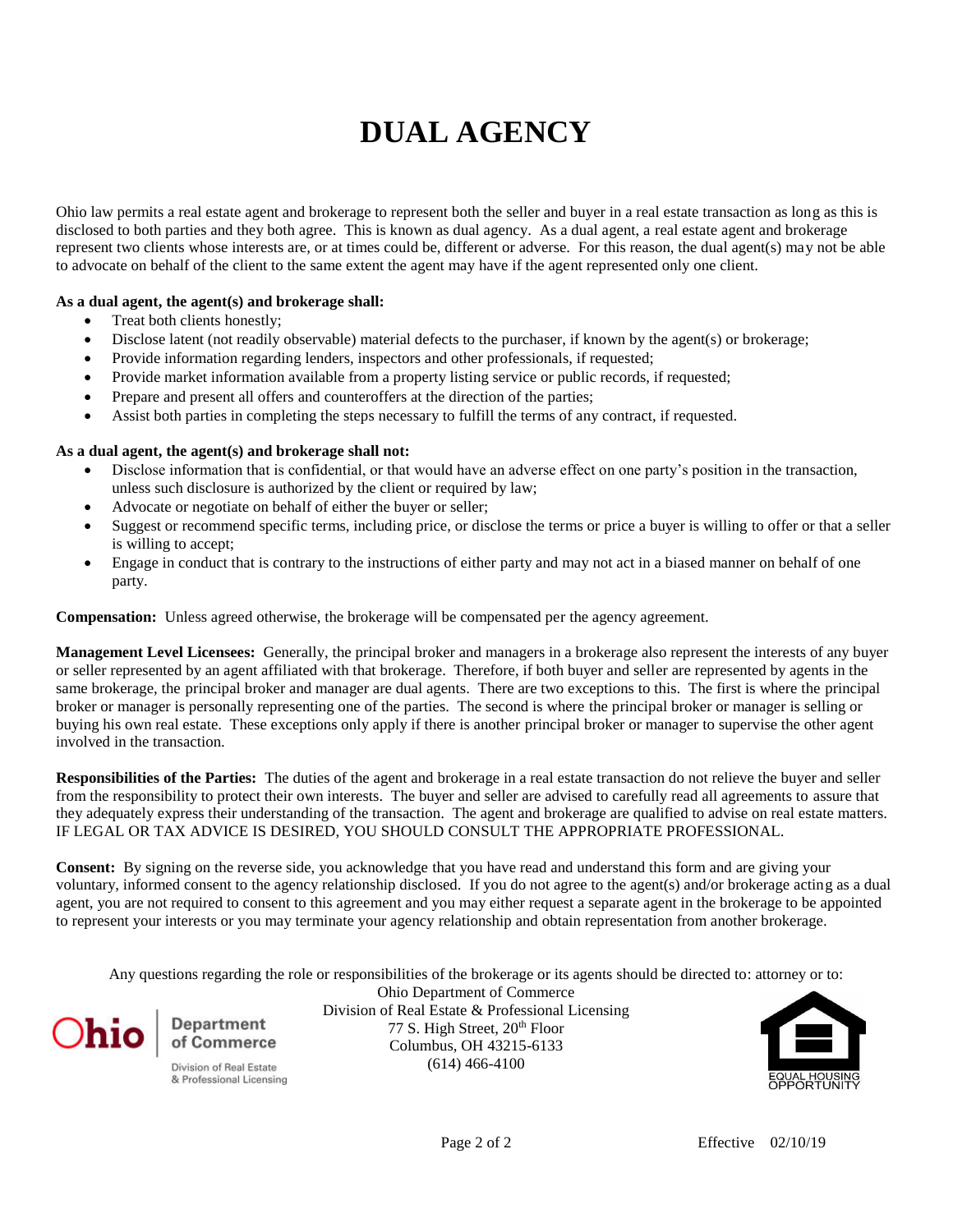# DUAL AGENCY

Ohio law permits a real estate agent and brokerage to represent both the seller and buyer in a real estate transaction as long as this is disclosed to both parties and they both agree. This is known as dual agency. As a dual agent, a real estate agent and brokerage represent two clients whose interests are, or at times could be, different or adverse. For this reason, the dual agent(s) may not be able to advocate on behalf of the client to the same extent the agent may have if the agent represented only one client.

**As a dual agent, the agent(s) and brokerage shall:**

- Treat both clients honestly;
- Disclose latent (not readily observable) material defects to the purchaser, if known by the agent(s) or brokerage;
- Provide information regarding lenders, inspectors and other professionals, if requested;
- Provide market information available from a property listing service or public records, if requested;
- Prepare and present all offers and counteroffers at the direction of the parties;
- Assist both parties in completing the steps necessary to fulfill the terms of any contract, if requested.

**As a dual agent, the agent(s) and brokerage shall not:**

- Disclose information that is confidential, or that would have an adverse effect on one party's position in the transaction, unless such disclosure is authorized by the client or required by law;
- Advocate or negotiate on behalf of either the buyer or seller;
- Suggest or recommend specific terms, including price, or disclose the terms or price a buyer is willing to offer or that a seller is willing to accept;
- Engage in conduct that is contrary to the instructions of either party and may not act in a biased manner on behalf of one party.

**Compensation:** Unless agreed otherwise, the brokerage will be compensated per the agency agreement.

**Management Level Licensees:** Generally, the principal broker and managers in a brokerage also represent the interests of any buyer or seller represented by an agent affiliated with that brokerage. Therefore, if both buyer and seller are represented by agents in the same brokerage, the principal broker and manager are dual agents. There are two exceptions to this. The first is where the principal broker or manager is personally representing one of the parties. The second is where the principal broker or manager is selling or buying his own real estate. These exceptions only apply if there is another principal broker or manager to supervise the other agent involved in the transaction.

**Responsibilities of the Parties:** The duties of the agent and brokerage in a real estate transaction do not relieve the buyer and seller from the responsibility to protect their own interests. The buyer and seller are advised to carefully read all agreements to assure that they adequately express their understanding of the transaction. The agent and brokerage are qualified to advise on real estate matters. IF LEGAL OR TAX ADVICE IS DESIRED, YOU SHOULD CONSULT THE APPROPRIATE PROFESSIONAL.

**Consent:** By signing on the reverse side, you acknowledge that you have read and understand this form and are giving your voluntary, informed consent to the agency relationship disclosed. If you do not agree to the agent(s) and/or brokerage acting as a dual agent, you are not required to consent to this agreement and you may either request a separate agent in the brokerage to be appointed to represent your interests or you may terminate your agency relationship and obtain representation from another brokerage.

Any questions regarding the role or responsibilities of the brokerage or its agents should be directed to: attorney or to:

Ohio Department of Commerce
Division of Real Estate & Professional Licensing
77 S. High Street, 20th Floor
Columbus, OH 43215-6133
(614) 466-4100

Ohio Department of Commerce
Division of Real Estate & Professional Licensing

EQUAL HOUSING OPPORTUNITY

Effective 02/10/19